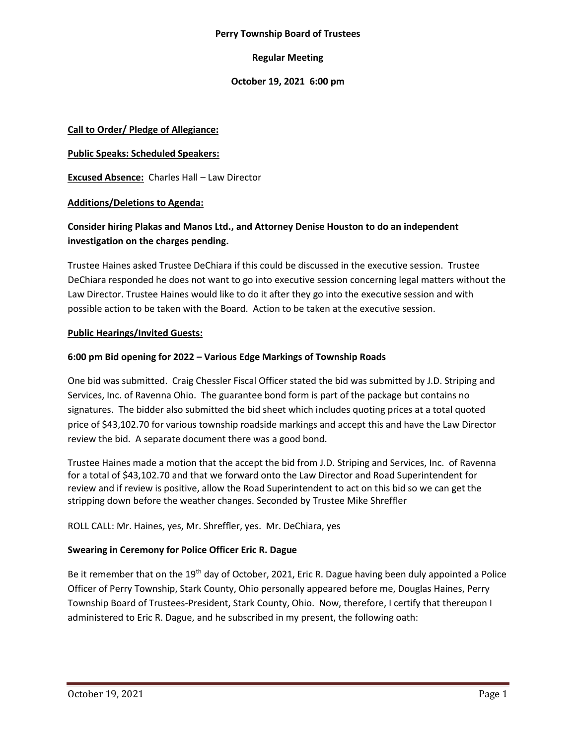**Perry Township Board of Trustees**

**Regular Meeting**

**October 19, 2021 6:00 pm**

**Call to Order/ Pledge of Allegiance:**

**Public Speaks: Scheduled Speakers:**

**Excused Absence:** Charles Hall – Law Director

**Additions/Deletions to Agenda:**

**Consider hiring Plakas and Manos Ltd., and Attorney Denise Houston to do an independent investigation on the charges pending.**

Trustee Haines asked Trustee DeChiara if this could be discussed in the executive session. Trustee DeChiara responded he does not want to go into executive session concerning legal matters without the Law Director. Trustee Haines would like to do it after they go into the executive session and with possible action to be taken with the Board. Action to be taken at the executive session.

**Public Hearings/Invited Guests:**

**6:00 pm Bid opening for 2022 – Various Edge Markings of Township Roads**

One bid was submitted. Craig Chessler Fiscal Officer stated the bid was submitted by J.D. Striping and Services, Inc. of Ravenna Ohio. The guarantee bond form is part of the package but contains no signatures. The bidder also submitted the bid sheet which includes quoting prices at a total quoted price of $43,102.70 for various township roadside markings and accept this and have the Law Director review the bid. A separate document there was a good bond.

Trustee Haines made a motion that the accept the bid from J.D. Striping and Services, Inc. of Ravenna for a total of $43,102.70 and that we forward onto the Law Director and Road Superintendent for review and if review is positive, allow the Road Superintendent to act on this bid so we can get the stripping down before the weather changes. Seconded by Trustee Mike Shreffler

ROLL CALL: Mr. Haines, yes, Mr. Shreffler, yes. Mr. DeChiara, yes

**Swearing in Ceremony for Police Officer Eric R. Dague**

Be it remember that on the 19th day of October, 2021, Eric R. Dague having been duly appointed a Police Officer of Perry Township, Stark County, Ohio personally appeared before me, Douglas Haines, Perry Township Board of Trustees-President, Stark County, Ohio. Now, therefore, I certify that thereupon I administered to Eric R. Dague, and he subscribed in my present, the following oath: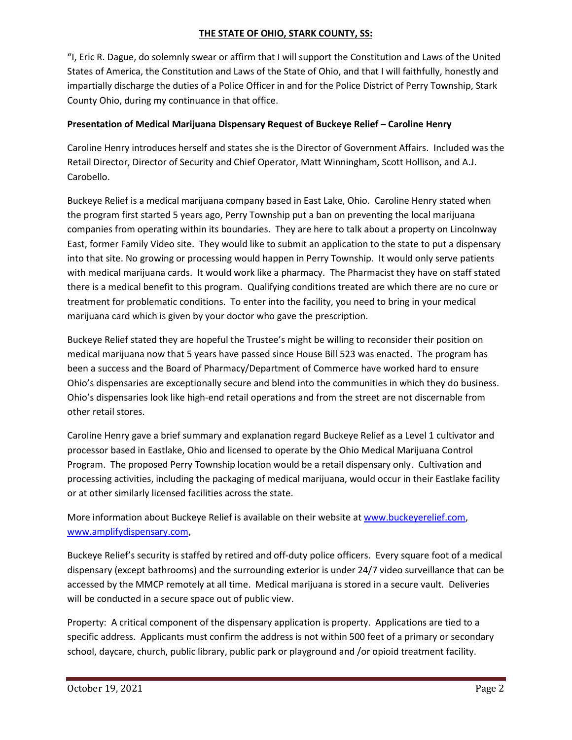**THE STATE OF OHIO, STARK COUNTY, SS:**

"I, Eric R. Dague, do solemnly swear or affirm that I will support the Constitution and Laws of the United States of America, the Constitution and Laws of the State of Ohio, and that I will faithfully, honestly and impartially discharge the duties of a Police Officer in and for the Police District of Perry Township, Stark County Ohio, during my continuance in that office.

**Presentation of Medical Marijuana Dispensary Request of Buckeye Relief – Caroline Henry**

Caroline Henry introduces herself and states she is the Director of Government Affairs. Included was the Retail Director, Director of Security and Chief Operator, Matt Winningham, Scott Hollison, and A.J. Carobello.

Buckeye Relief is a medical marijuana company based in East Lake, Ohio. Caroline Henry stated when the program first started 5 years ago, Perry Township put a ban on preventing the local marijuana companies from operating within its boundaries. They are here to talk about a property on Lincolnway East, former Family Video site. They would like to submit an application to the state to put a dispensary into that site. No growing or processing would happen in Perry Township. It would only serve patients with medical marijuana cards. It would work like a pharmacy. The Pharmacist they have on staff stated there is a medical benefit to this program. Qualifying conditions treated are which there are no cure or treatment for problematic conditions. To enter into the facility, you need to bring in your medical marijuana card which is given by your doctor who gave the prescription.

Buckeye Relief stated they are hopeful the Trustee's might be willing to reconsider their position on medical marijuana now that 5 years have passed since House Bill 523 was enacted. The program has been a success and the Board of Pharmacy/Department of Commerce have worked hard to ensure Ohio's dispensaries are exceptionally secure and blend into the communities in which they do business. Ohio's dispensaries look like high-end retail operations and from the street are not discernable from other retail stores.

Caroline Henry gave a brief summary and explanation regard Buckeye Relief as a Level 1 cultivator and processor based in Eastlake, Ohio and licensed to operate by the Ohio Medical Marijuana Control Program. The proposed Perry Township location would be a retail dispensary only. Cultivation and processing activities, including the packaging of medical marijuana, would occur in their Eastlake facility or at other similarly licensed facilities across the state.

More information about Buckeye Relief is available on their website at www.buckeyerelief.com, www.amplifydispensary.com,

Buckeye Relief's security is staffed by retired and off-duty police officers. Every square foot of a medical dispensary (except bathrooms) and the surrounding exterior is under 24/7 video surveillance that can be accessed by the MMCP remotely at all time. Medical marijuana is stored in a secure vault. Deliveries will be conducted in a secure space out of public view.

Property: A critical component of the dispensary application is property. Applications are tied to a specific address. Applicants must confirm the address is not within 500 feet of a primary or secondary school, daycare, church, public library, public park or playground and /or opioid treatment facility.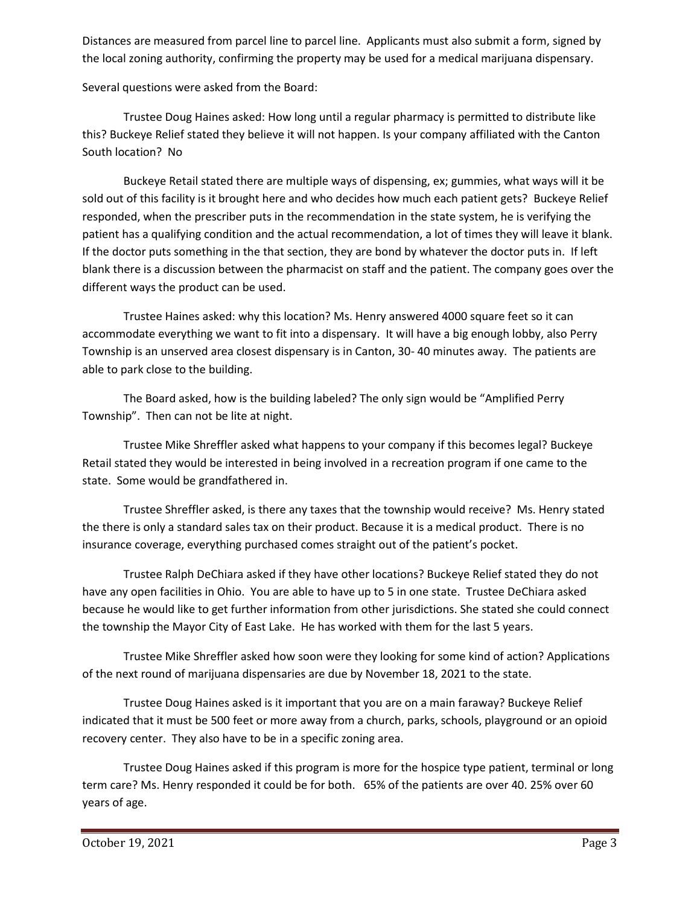Distances are measured from parcel line to parcel line. Applicants must also submit a form, signed by the local zoning authority, confirming the property may be used for a medical marijuana dispensary.

Several questions were asked from the Board:

Trustee Doug Haines asked: How long until a regular pharmacy is permitted to distribute like this? Buckeye Relief stated they believe it will not happen. Is your company affiliated with the Canton South location? No

Buckeye Retail stated there are multiple ways of dispensing, ex; gummies, what ways will it be sold out of this facility is it brought here and who decides how much each patient gets? Buckeye Relief responded, when the prescriber puts in the recommendation in the state system, he is verifying the patient has a qualifying condition and the actual recommendation, a lot of times they will leave it blank. If the doctor puts something in the that section, they are bond by whatever the doctor puts in. If left blank there is a discussion between the pharmacist on staff and the patient. The company goes over the different ways the product can be used.

Trustee Haines asked: why this location? Ms. Henry answered 4000 square feet so it can accommodate everything we want to fit into a dispensary. It will have a big enough lobby, also Perry Township is an unserved area closest dispensary is in Canton, 30- 40 minutes away. The patients are able to park close to the building.

The Board asked, how is the building labeled? The only sign would be "Amplified Perry Township". Then can not be lite at night.

Trustee Mike Shreffler asked what happens to your company if this becomes legal? Buckeye Retail stated they would be interested in being involved in a recreation program if one came to the state. Some would be grandfathered in.

Trustee Shreffler asked, is there any taxes that the township would receive? Ms. Henry stated the there is only a standard sales tax on their product. Because it is a medical product. There is no insurance coverage, everything purchased comes straight out of the patient's pocket.

Trustee Ralph DeChiara asked if they have other locations? Buckeye Relief stated they do not have any open facilities in Ohio. You are able to have up to 5 in one state. Trustee DeChiara asked because he would like to get further information from other jurisdictions. She stated she could connect the township the Mayor City of East Lake. He has worked with them for the last 5 years.

Trustee Mike Shreffler asked how soon were they looking for some kind of action? Applications of the next round of marijuana dispensaries are due by November 18, 2021 to the state.

Trustee Doug Haines asked is it important that you are on a main faraway? Buckeye Relief indicated that it must be 500 feet or more away from a church, parks, schools, playground or an opioid recovery center. They also have to be in a specific zoning area.

Trustee Doug Haines asked if this program is more for the hospice type patient, terminal or long term care? Ms. Henry responded it could be for both. 65% of the patients are over 40. 25% over 60 years of age.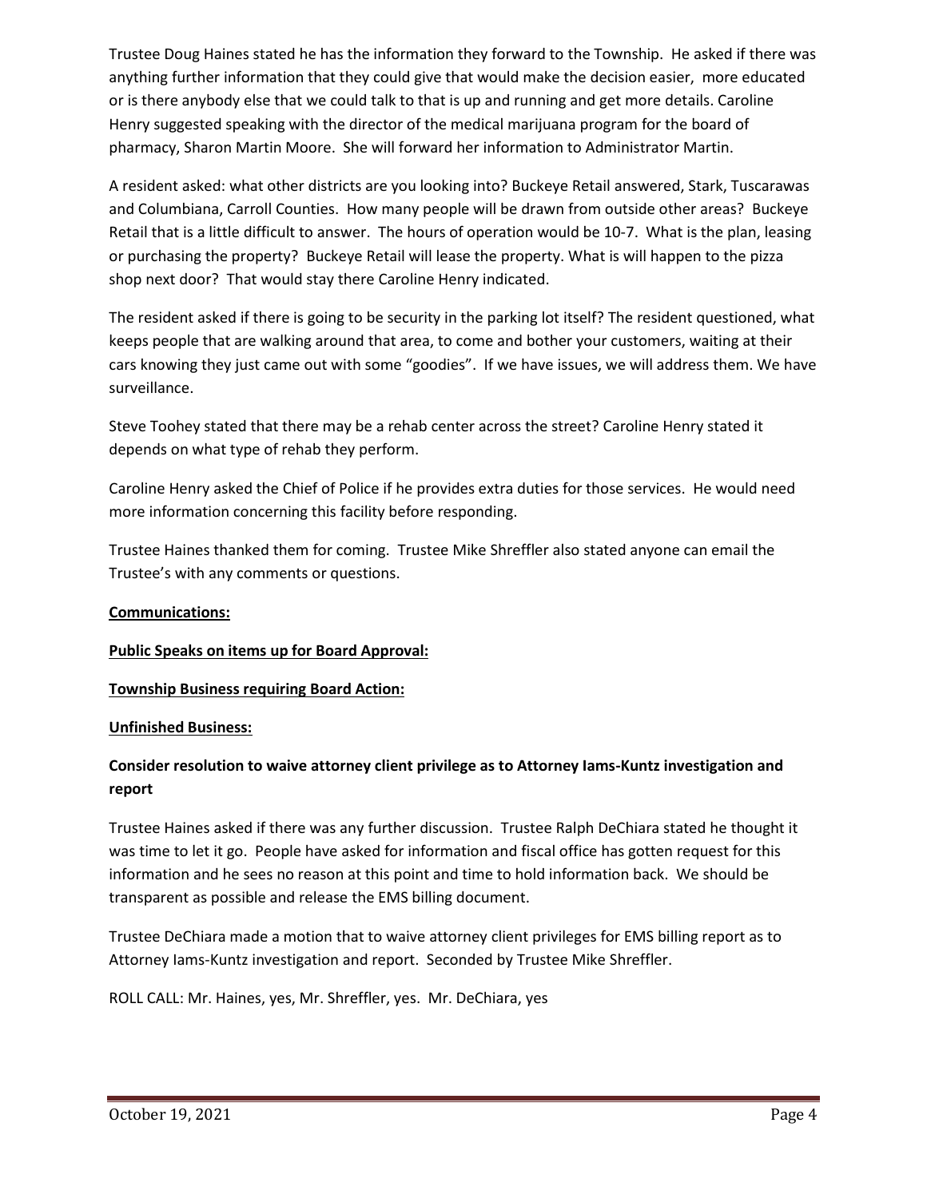Trustee Doug Haines stated he has the information they forward to the Township. He asked if there was anything further information that they could give that would make the decision easier, more educated or is there anybody else that we could talk to that is up and running and get more details. Caroline Henry suggested speaking with the director of the medical marijuana program for the board of pharmacy, Sharon Martin Moore. She will forward her information to Administrator Martin.

A resident asked: what other districts are you looking into? Buckeye Retail answered, Stark, Tuscarawas and Columbiana, Carroll Counties. How many people will be drawn from outside other areas? Buckeye Retail that is a little difficult to answer. The hours of operation would be 10-7. What is the plan, leasing or purchasing the property? Buckeye Retail will lease the property. What is will happen to the pizza shop next door? That would stay there Caroline Henry indicated.

The resident asked if there is going to be security in the parking lot itself? The resident questioned, what keeps people that are walking around that area, to come and bother your customers, waiting at their cars knowing they just came out with some "goodies". If we have issues, we will address them. We have surveillance.

Steve Toohey stated that there may be a rehab center across the street? Caroline Henry stated it depends on what type of rehab they perform.

Caroline Henry asked the Chief of Police if he provides extra duties for those services. He would need more information concerning this facility before responding.

Trustee Haines thanked them for coming. Trustee Mike Shreffler also stated anyone can email the Trustee's with any comments or questions.

**Communications:**

**Public Speaks on items up for Board Approval:**

**Township Business requiring Board Action:**

**Unfinished Business:**

**Consider resolution to waive attorney client privilege as to Attorney Iams-Kuntz investigation and report**

Trustee Haines asked if there was any further discussion. Trustee Ralph DeChiara stated he thought it was time to let it go. People have asked for information and fiscal office has gotten request for this information and he sees no reason at this point and time to hold information back. We should be transparent as possible and release the EMS billing document.

Trustee DeChiara made a motion that to waive attorney client privileges for EMS billing report as to Attorney Iams-Kuntz investigation and report. Seconded by Trustee Mike Shreffler.

ROLL CALL: Mr. Haines, yes, Mr. Shreffler, yes. Mr. DeChiara, yes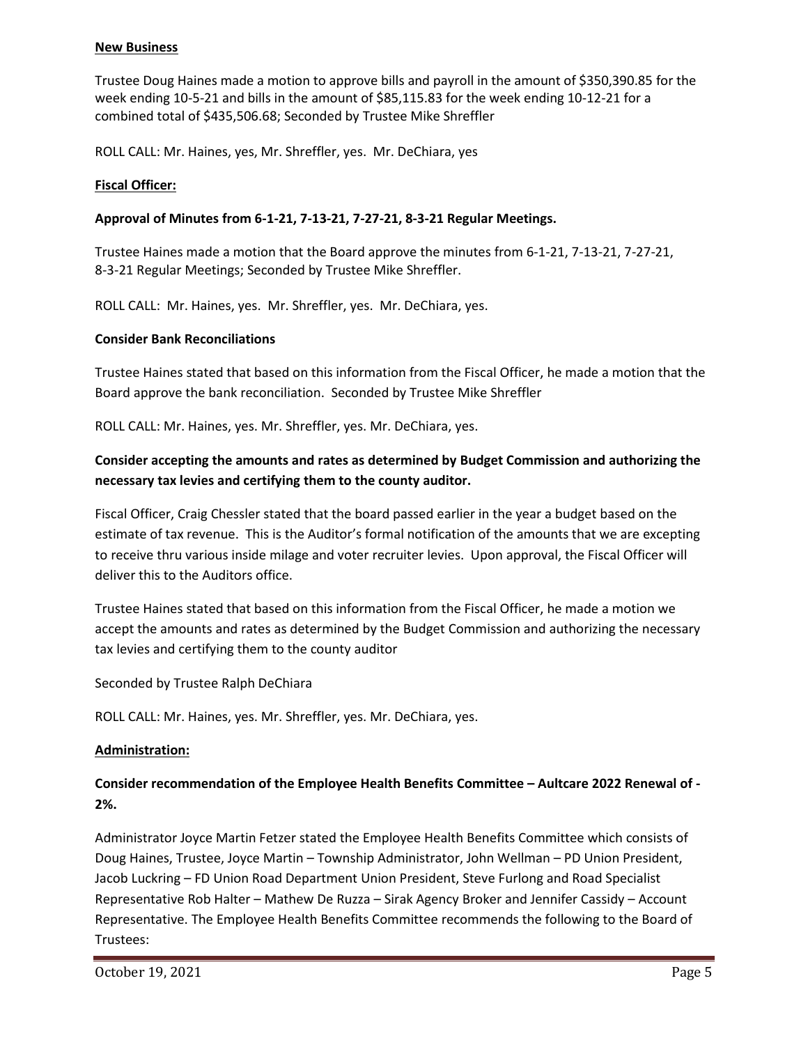**New Business**

Trustee Doug Haines made a motion to approve bills and payroll in the amount of $350,390.85 for the week ending 10-5-21 and bills in the amount of $85,115.83 for the week ending 10-12-21 for a combined total of $435,506.68; Seconded by Trustee Mike Shreffler

ROLL CALL: Mr. Haines, yes, Mr. Shreffler, yes. Mr. DeChiara, yes

**Fiscal Officer:**

**Approval of Minutes from 6-1-21, 7-13-21, 7-27-21, 8-3-21 Regular Meetings.**

Trustee Haines made a motion that the Board approve the minutes from 6-1-21, 7-13-21, 7-27-21, 8-3-21 Regular Meetings; Seconded by Trustee Mike Shreffler.

ROLL CALL: Mr. Haines, yes. Mr. Shreffler, yes. Mr. DeChiara, yes.

**Consider Bank Reconciliations**

Trustee Haines stated that based on this information from the Fiscal Officer, he made a motion that the Board approve the bank reconciliation. Seconded by Trustee Mike Shreffler

ROLL CALL: Mr. Haines, yes. Mr. Shreffler, yes. Mr. DeChiara, yes.

**Consider accepting the amounts and rates as determined by Budget Commission and authorizing the necessary tax levies and certifying them to the county auditor.**

Fiscal Officer, Craig Chessler stated that the board passed earlier in the year a budget based on the estimate of tax revenue. This is the Auditor's formal notification of the amounts that we are excepting to receive thru various inside milage and voter recruiter levies. Upon approval, the Fiscal Officer will deliver this to the Auditors office.

Trustee Haines stated that based on this information from the Fiscal Officer, he made a motion we accept the amounts and rates as determined by the Budget Commission and authorizing the necessary tax levies and certifying them to the county auditor

Seconded by Trustee Ralph DeChiara

ROLL CALL: Mr. Haines, yes. Mr. Shreffler, yes. Mr. DeChiara, yes.

**Administration:**

**Consider recommendation of the Employee Health Benefits Committee – Aultcare 2022 Renewal of -2%.**

Administrator Joyce Martin Fetzer stated the Employee Health Benefits Committee which consists of Doug Haines, Trustee, Joyce Martin – Township Administrator, John Wellman – PD Union President, Jacob Luckring – FD Union Road Department Union President, Steve Furlong and Road Specialist Representative Rob Halter – Mathew De Ruzza – Sirak Agency Broker and Jennifer Cassidy – Account Representative. The Employee Health Benefits Committee recommends the following to the Board of Trustees: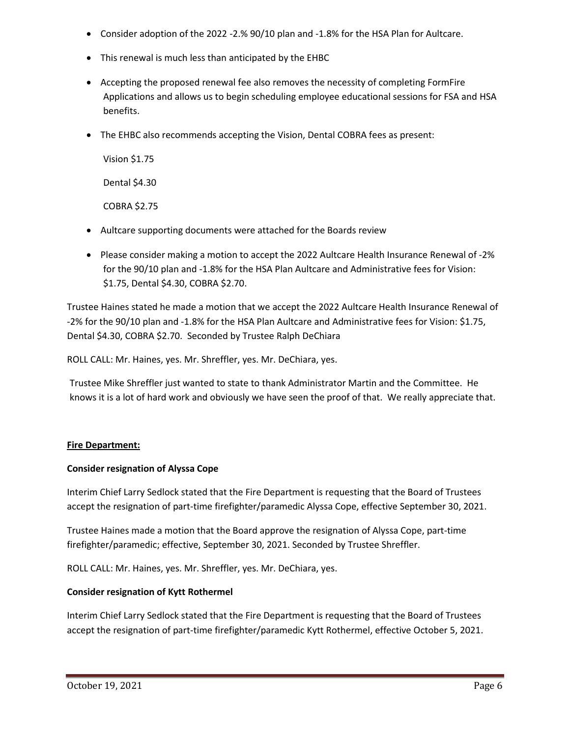- Consider adoption of the 2022 -2.% 90/10 plan and -1.8% for the HSA Plan for Aultcare.
- This renewal is much less than anticipated by the EHBC
- Accepting the proposed renewal fee also removes the necessity of completing FormFire Applications and allows us to begin scheduling employee educational sessions for FSA and HSA benefits.
- The EHBC also recommends accepting the Vision, Dental COBRA fees as present:

  Vision $1.75

  Dental $4.30

  COBRA $2.75
- Aultcare supporting documents were attached for the Boards review
- Please consider making a motion to accept the 2022 Aultcare Health Insurance Renewal of -2% for the 90/10 plan and -1.8% for the HSA Plan Aultcare and Administrative fees for Vision: $1.75, Dental $4.30, COBRA $2.70.

Trustee Haines stated he made a motion that we accept the 2022 Aultcare Health Insurance Renewal of -2% for the 90/10 plan and -1.8% for the HSA Plan Aultcare and Administrative fees for Vision: $1.75, Dental $4.30, COBRA $2.70. Seconded by Trustee Ralph DeChiara

ROLL CALL: Mr. Haines, yes. Mr. Shreffler, yes. Mr. DeChiara, yes.

Trustee Mike Shreffler just wanted to state to thank Administrator Martin and the Committee. He knows it is a lot of hard work and obviously we have seen the proof of that. We really appreciate that.

**Fire Department:**

**Consider resignation of Alyssa Cope**

Interim Chief Larry Sedlock stated that the Fire Department is requesting that the Board of Trustees accept the resignation of part-time firefighter/paramedic Alyssa Cope, effective September 30, 2021.

Trustee Haines made a motion that the Board approve the resignation of Alyssa Cope, part-time firefighter/paramedic; effective, September 30, 2021. Seconded by Trustee Shreffler.

ROLL CALL: Mr. Haines, yes. Mr. Shreffler, yes. Mr. DeChiara, yes.

**Consider resignation of Kytt Rothermel**

Interim Chief Larry Sedlock stated that the Fire Department is requesting that the Board of Trustees accept the resignation of part-time firefighter/paramedic Kytt Rothermel, effective October 5, 2021.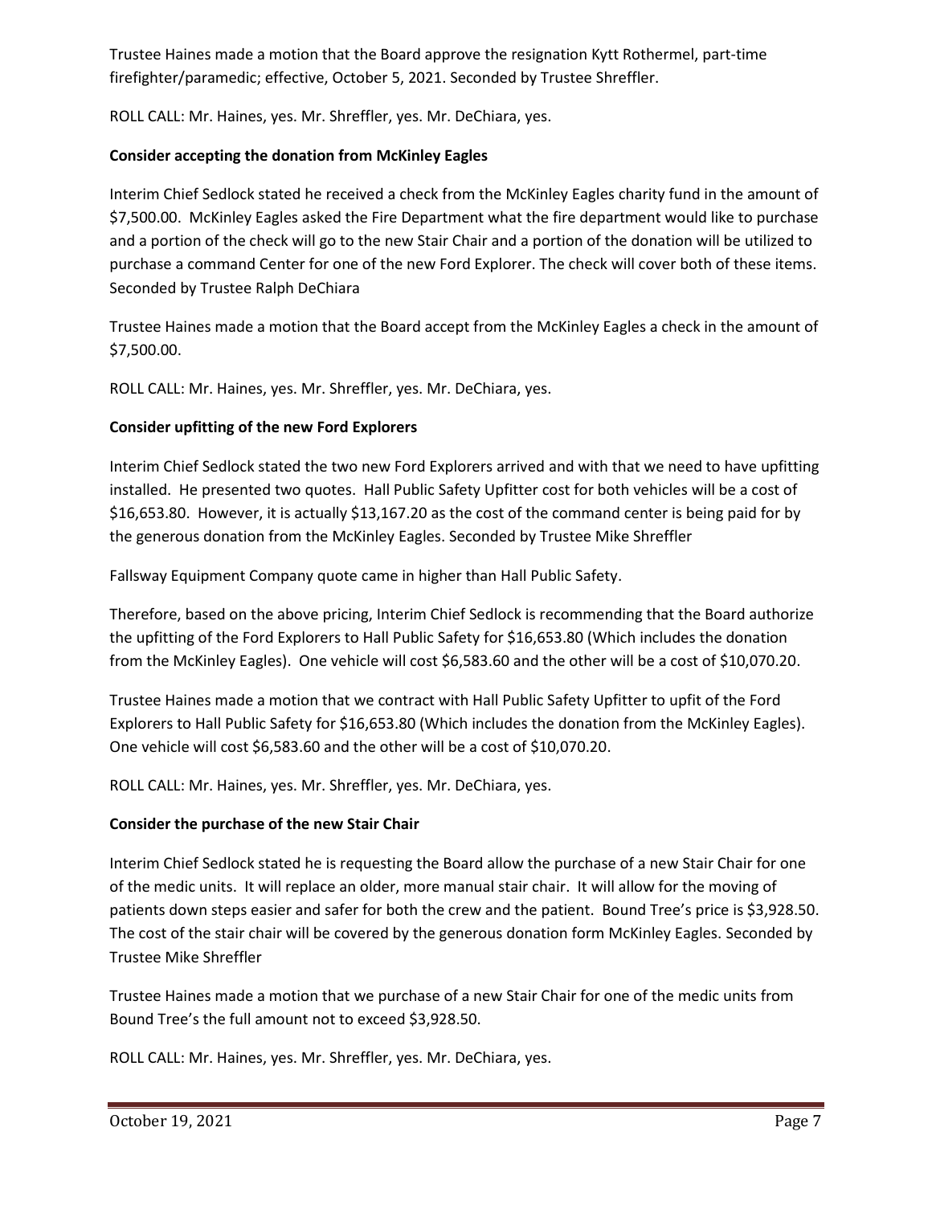Trustee Haines made a motion that the Board approve the resignation Kytt Rothermel, part-time firefighter/paramedic; effective, October 5, 2021. Seconded by Trustee Shreffler.

ROLL CALL: Mr. Haines, yes. Mr. Shreffler, yes. Mr. DeChiara, yes.

**Consider accepting the donation from McKinley Eagles**

Interim Chief Sedlock stated he received a check from the McKinley Eagles charity fund in the amount of $7,500.00. McKinley Eagles asked the Fire Department what the fire department would like to purchase and a portion of the check will go to the new Stair Chair and a portion of the donation will be utilized to purchase a command Center for one of the new Ford Explorer. The check will cover both of these items. Seconded by Trustee Ralph DeChiara

Trustee Haines made a motion that the Board accept from the McKinley Eagles a check in the amount of $7,500.00.

ROLL CALL: Mr. Haines, yes. Mr. Shreffler, yes. Mr. DeChiara, yes.

**Consider upfitting of the new Ford Explorers**

Interim Chief Sedlock stated the two new Ford Explorers arrived and with that we need to have upfitting installed. He presented two quotes. Hall Public Safety Upfitter cost for both vehicles will be a cost of $16,653.80. However, it is actually $13,167.20 as the cost of the command center is being paid for by the generous donation from the McKinley Eagles. Seconded by Trustee Mike Shreffler

Fallsway Equipment Company quote came in higher than Hall Public Safety.

Therefore, based on the above pricing, Interim Chief Sedlock is recommending that the Board authorize the upfitting of the Ford Explorers to Hall Public Safety for $16,653.80 (Which includes the donation from the McKinley Eagles). One vehicle will cost $6,583.60 and the other will be a cost of $10,070.20.

Trustee Haines made a motion that we contract with Hall Public Safety Upfitter to upfit of the Ford Explorers to Hall Public Safety for $16,653.80 (Which includes the donation from the McKinley Eagles). One vehicle will cost $6,583.60 and the other will be a cost of $10,070.20.

ROLL CALL: Mr. Haines, yes. Mr. Shreffler, yes. Mr. DeChiara, yes.

**Consider the purchase of the new Stair Chair**

Interim Chief Sedlock stated he is requesting the Board allow the purchase of a new Stair Chair for one of the medic units. It will replace an older, more manual stair chair. It will allow for the moving of patients down steps easier and safer for both the crew and the patient. Bound Tree's price is $3,928.50. The cost of the stair chair will be covered by the generous donation form McKinley Eagles. Seconded by Trustee Mike Shreffler

Trustee Haines made a motion that we purchase of a new Stair Chair for one of the medic units from Bound Tree's the full amount not to exceed $3,928.50.

ROLL CALL: Mr. Haines, yes. Mr. Shreffler, yes. Mr. DeChiara, yes.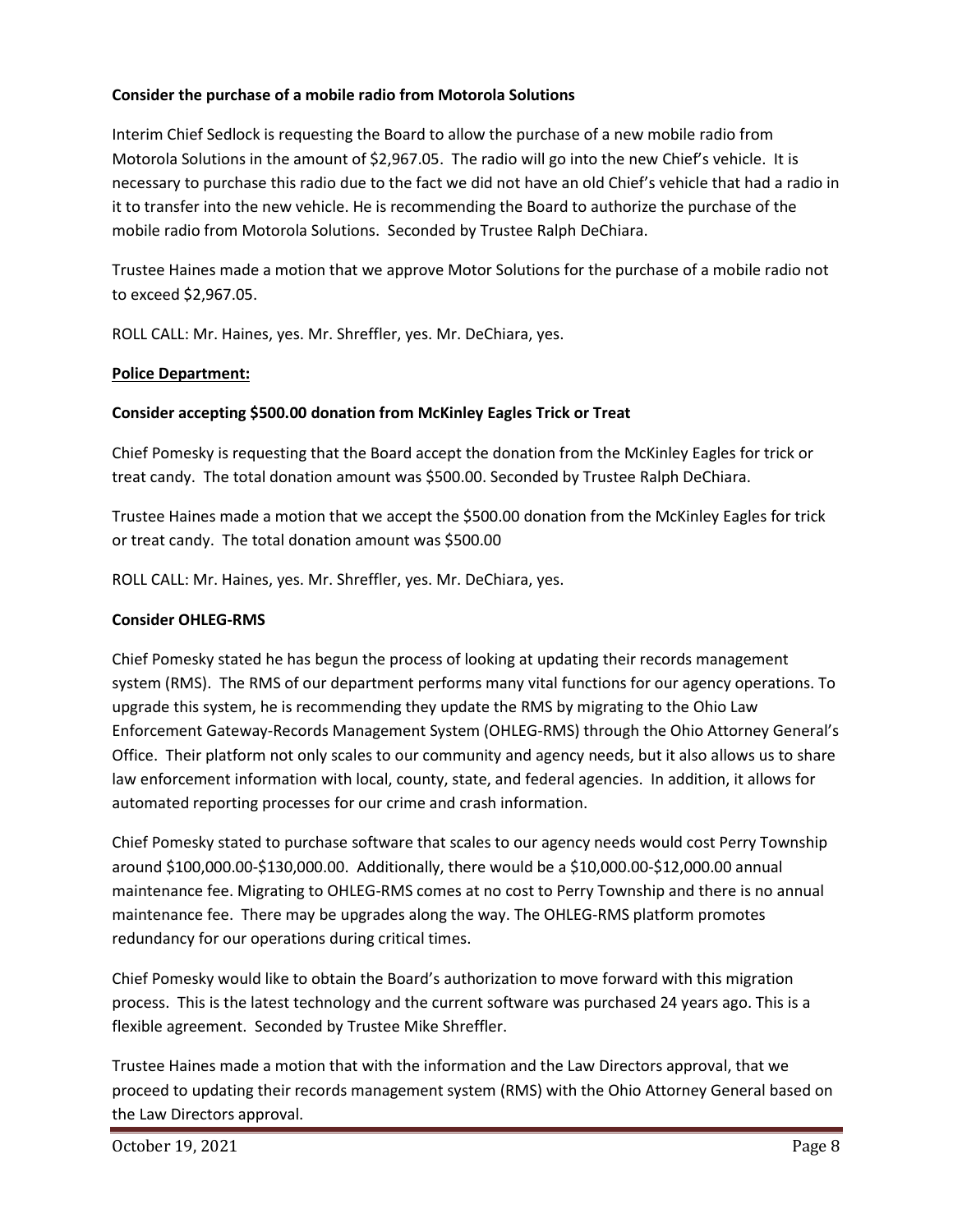**Consider the purchase of a mobile radio from Motorola Solutions**

Interim Chief Sedlock is requesting the Board to allow the purchase of a new mobile radio from Motorola Solutions in the amount of $2,967.05. The radio will go into the new Chief's vehicle. It is necessary to purchase this radio due to the fact we did not have an old Chief's vehicle that had a radio in it to transfer into the new vehicle. He is recommending the Board to authorize the purchase of the mobile radio from Motorola Solutions. Seconded by Trustee Ralph DeChiara.

Trustee Haines made a motion that we approve Motor Solutions for the purchase of a mobile radio not to exceed $2,967.05.

ROLL CALL: Mr. Haines, yes. Mr. Shreffler, yes. Mr. DeChiara, yes.

**Police Department:**

**Consider accepting $500.00 donation from McKinley Eagles Trick or Treat**

Chief Pomesky is requesting that the Board accept the donation from the McKinley Eagles for trick or treat candy. The total donation amount was $500.00. Seconded by Trustee Ralph DeChiara.

Trustee Haines made a motion that we accept the $500.00 donation from the McKinley Eagles for trick or treat candy. The total donation amount was $500.00

ROLL CALL: Mr. Haines, yes. Mr. Shreffler, yes. Mr. DeChiara, yes.

**Consider OHLEG-RMS**

Chief Pomesky stated he has begun the process of looking at updating their records management system (RMS). The RMS of our department performs many vital functions for our agency operations. To upgrade this system, he is recommending they update the RMS by migrating to the Ohio Law Enforcement Gateway-Records Management System (OHLEG-RMS) through the Ohio Attorney General's Office. Their platform not only scales to our community and agency needs, but it also allows us to share law enforcement information with local, county, state, and federal agencies. In addition, it allows for automated reporting processes for our crime and crash information.

Chief Pomesky stated to purchase software that scales to our agency needs would cost Perry Township around $100,000.00-$130,000.00. Additionally, there would be a $10,000.00-$12,000.00 annual maintenance fee. Migrating to OHLEG-RMS comes at no cost to Perry Township and there is no annual maintenance fee. There may be upgrades along the way. The OHLEG-RMS platform promotes redundancy for our operations during critical times.

Chief Pomesky would like to obtain the Board's authorization to move forward with this migration process. This is the latest technology and the current software was purchased 24 years ago. This is a flexible agreement. Seconded by Trustee Mike Shreffler.

Trustee Haines made a motion that with the information and the Law Directors approval, that we proceed to updating their records management system (RMS) with the Ohio Attorney General based on the Law Directors approval.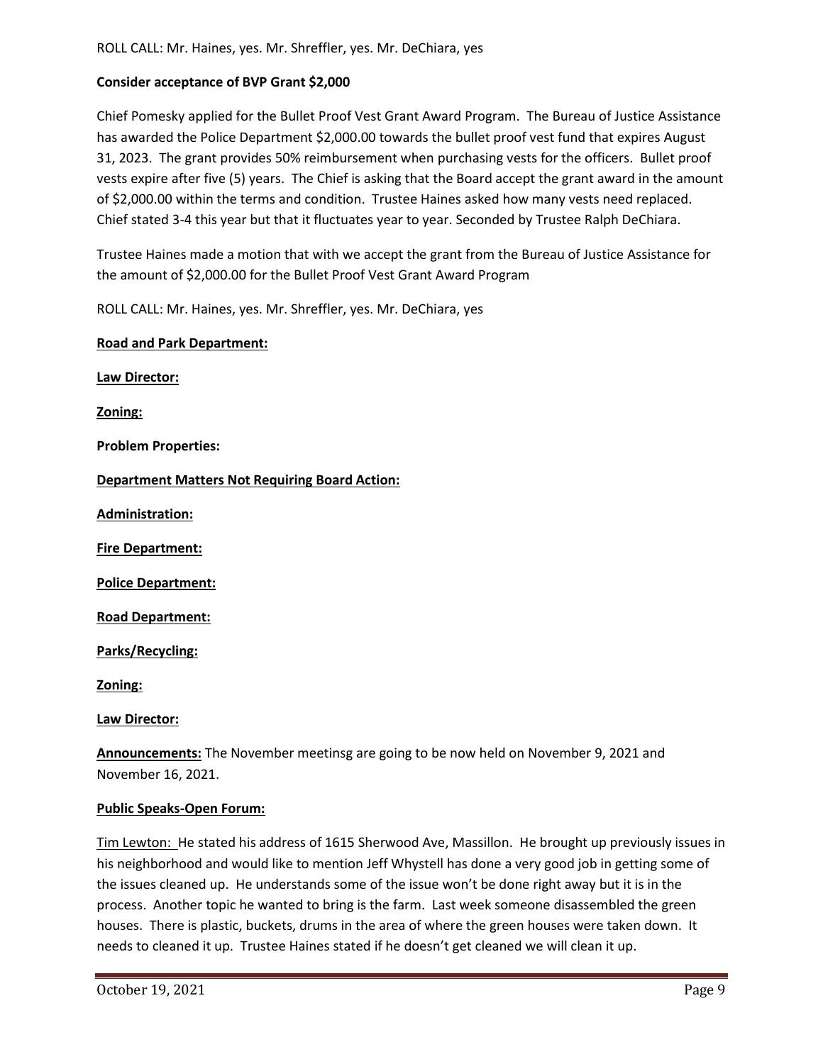ROLL CALL: Mr. Haines, yes. Mr. Shreffler, yes. Mr. DeChiara, yes

**Consider acceptance of BVP Grant $2,000**

Chief Pomesky applied for the Bullet Proof Vest Grant Award Program. The Bureau of Justice Assistance has awarded the Police Department $2,000.00 towards the bullet proof vest fund that expires August 31, 2023. The grant provides 50% reimbursement when purchasing vests for the officers. Bullet proof vests expire after five (5) years. The Chief is asking that the Board accept the grant award in the amount of $2,000.00 within the terms and condition. Trustee Haines asked how many vests need replaced. Chief stated 3-4 this year but that it fluctuates year to year. Seconded by Trustee Ralph DeChiara.

Trustee Haines made a motion that with we accept the grant from the Bureau of Justice Assistance for the amount of $2,000.00 for the Bullet Proof Vest Grant Award Program

ROLL CALL: Mr. Haines, yes. Mr. Shreffler, yes. Mr. DeChiara, yes

**Road and Park Department:**

**Law Director:**

**Zoning:**

**Problem Properties:**

**Department Matters Not Requiring Board Action:**

**Administration:**

**Fire Department:**

**Police Department:**

**Road Department:**

**Parks/Recycling:**

**Zoning:**

**Law Director:**

**Announcements:** The November meetinsg are going to be now held on November 9, 2021 and November 16, 2021.

**Public Speaks-Open Forum:**

Tim Lewton: He stated his address of 1615 Sherwood Ave, Massillon. He brought up previously issues in his neighborhood and would like to mention Jeff Whystell has done a very good job in getting some of the issues cleaned up. He understands some of the issue won't be done right away but it is in the process. Another topic he wanted to bring is the farm. Last week someone disassembled the green houses. There is plastic, buckets, drums in the area of where the green houses were taken down. It needs to cleaned it up. Trustee Haines stated if he doesn't get cleaned we will clean it up.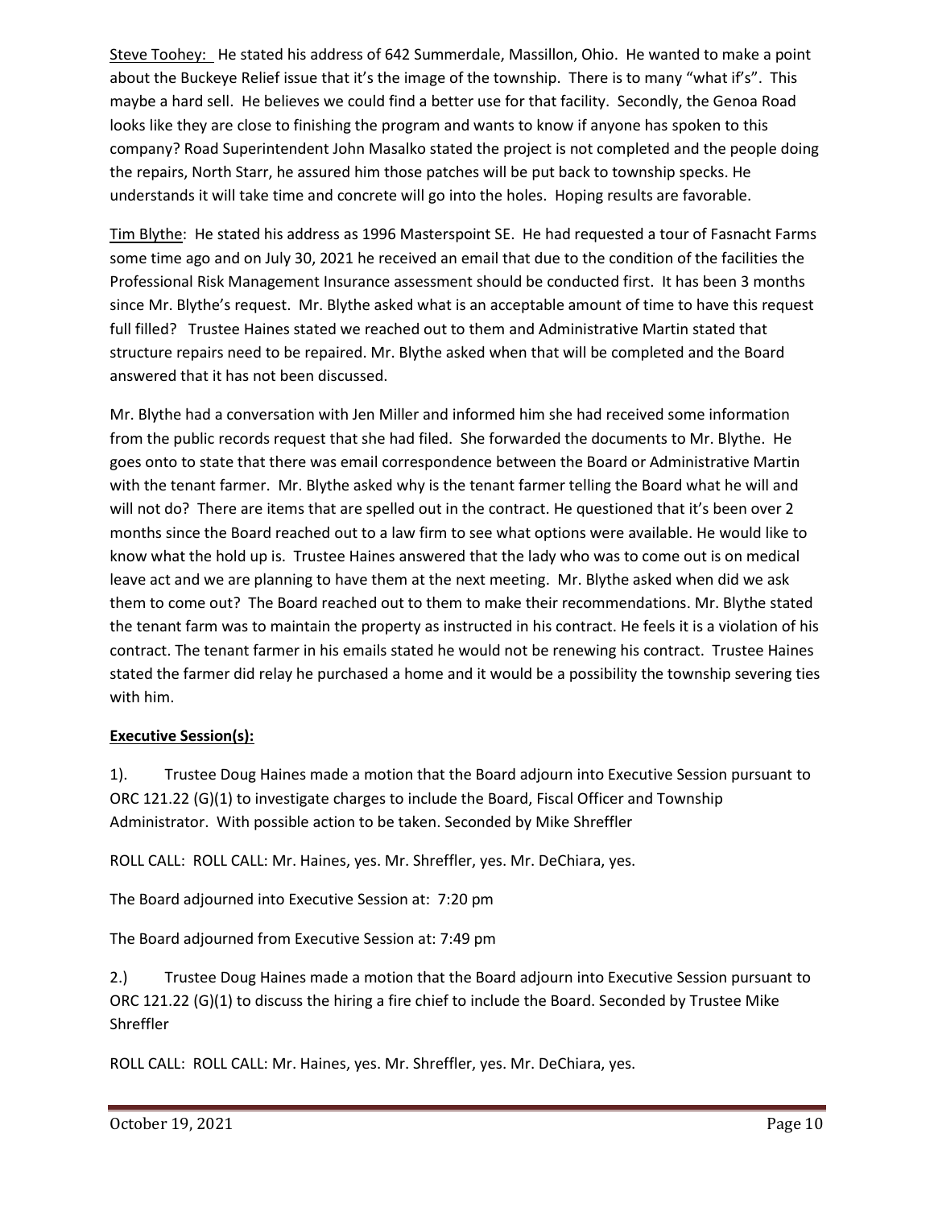Steve Toohey: He stated his address of 642 Summerdale, Massillon, Ohio. He wanted to make a point about the Buckeye Relief issue that it's the image of the township. There is to many "what if's". This maybe a hard sell. He believes we could find a better use for that facility. Secondly, the Genoa Road looks like they are close to finishing the program and wants to know if anyone has spoken to this company? Road Superintendent John Masalko stated the project is not completed and the people doing the repairs, North Starr, he assured him those patches will be put back to township specks. He understands it will take time and concrete will go into the holes. Hoping results are favorable.

Tim Blythe: He stated his address as 1996 Masterspoint SE. He had requested a tour of Fasnacht Farms some time ago and on July 30, 2021 he received an email that due to the condition of the facilities the Professional Risk Management Insurance assessment should be conducted first. It has been 3 months since Mr. Blythe's request. Mr. Blythe asked what is an acceptable amount of time to have this request full filled? Trustee Haines stated we reached out to them and Administrative Martin stated that structure repairs need to be repaired. Mr. Blythe asked when that will be completed and the Board answered that it has not been discussed.

Mr. Blythe had a conversation with Jen Miller and informed him she had received some information from the public records request that she had filed. She forwarded the documents to Mr. Blythe. He goes onto to state that there was email correspondence between the Board or Administrative Martin with the tenant farmer. Mr. Blythe asked why is the tenant farmer telling the Board what he will and will not do? There are items that are spelled out in the contract. He questioned that it's been over 2 months since the Board reached out to a law firm to see what options were available. He would like to know what the hold up is. Trustee Haines answered that the lady who was to come out is on medical leave act and we are planning to have them at the next meeting. Mr. Blythe asked when did we ask them to come out? The Board reached out to them to make their recommendations. Mr. Blythe stated the tenant farm was to maintain the property as instructed in his contract. He feels it is a violation of his contract. The tenant farmer in his emails stated he would not be renewing his contract. Trustee Haines stated the farmer did relay he purchased a home and it would be a possibility the township severing ties with him.

**Executive Session(s):**

1). Trustee Doug Haines made a motion that the Board adjourn into Executive Session pursuant to ORC 121.22 (G)(1) to investigate charges to include the Board, Fiscal Officer and Township Administrator. With possible action to be taken. Seconded by Mike Shreffler

ROLL CALL: ROLL CALL: Mr. Haines, yes. Mr. Shreffler, yes. Mr. DeChiara, yes.

The Board adjourned into Executive Session at: 7:20 pm

The Board adjourned from Executive Session at: 7:49 pm

2.) Trustee Doug Haines made a motion that the Board adjourn into Executive Session pursuant to ORC 121.22 (G)(1) to discuss the hiring a fire chief to include the Board. Seconded by Trustee Mike Shreffler

ROLL CALL: ROLL CALL: Mr. Haines, yes. Mr. Shreffler, yes. Mr. DeChiara, yes.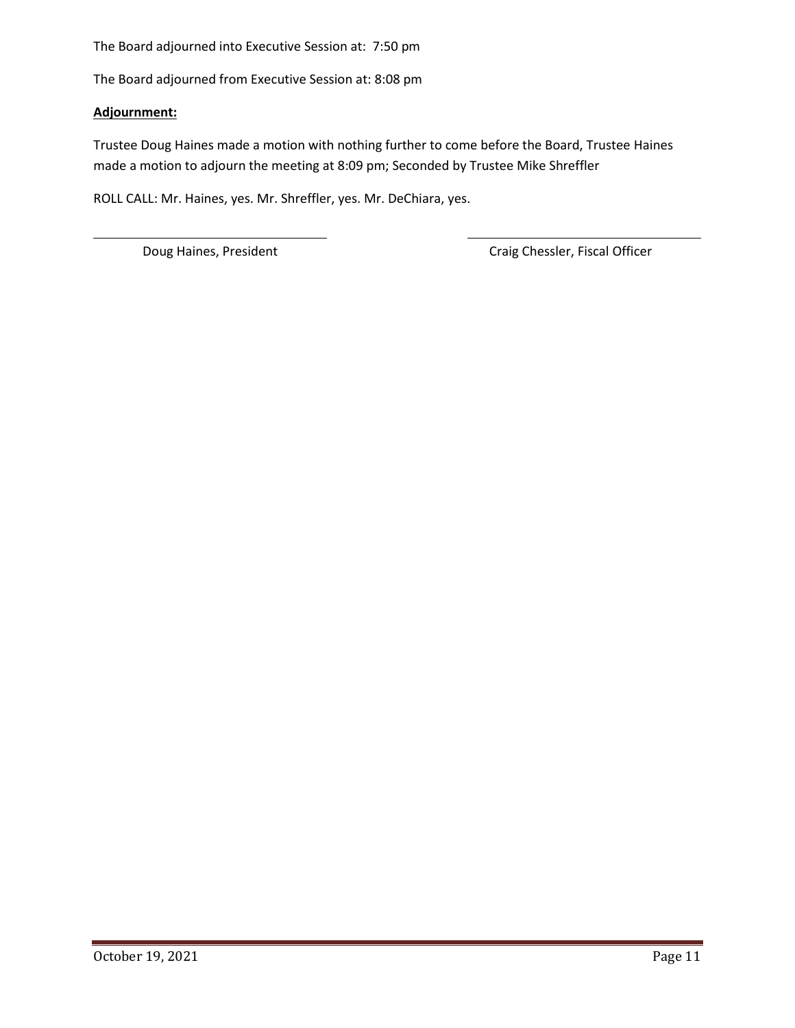The Board adjourned into Executive Session at: 7:50 pm

The Board adjourned from Executive Session at: 8:08 pm

**Adjournment:**

Trustee Doug Haines made a motion with nothing further to come before the Board, Trustee Haines made a motion to adjourn the meeting at 8:09 pm; Seconded by Trustee Mike Shreffler

ROLL CALL: Mr. Haines, yes. Mr. Shreffler, yes. Mr. DeChiara, yes.

| | |
|---|---|
| \_\_\_\_\_\_\_\_\_\_\_\_\_\_\_\_\_\_\_\_\_\_\_\_\_\_\_\_ | \_\_\_\_\_\_\_\_\_\_\_\_\_\_\_\_\_\_\_\_\_\_\_\_\_\_\_\_ |
| Doug Haines, President | Craig Chessler, Fiscal Officer |